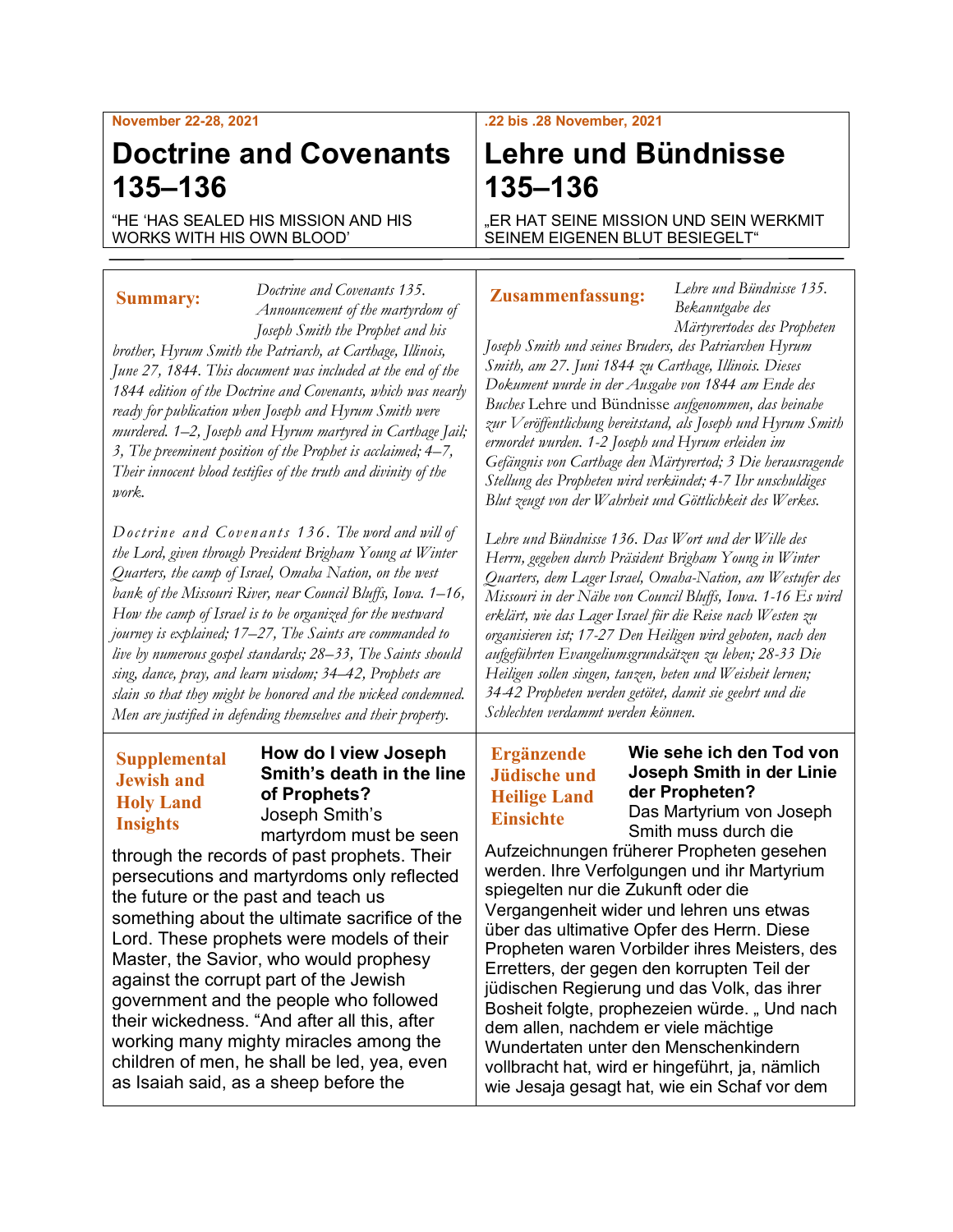**November 22-28, 2021**

# Doctrine and Covenants 135–136

"HE 'HAS SEALED HIS MISSION AND HIS WORKS WITH HIS OWN BLOOD'

**.22 bis .28 November, 2021**

# Lehre und Bündnisse 135–136

„ER HAT SEINE MISSION UND SEIN WERKMIT SEINEM EIGENEN BLUT BESIEGELT"

---

**Summary:** *Doctrine and Covenants 135. Announcement of the martyrdom of Joseph Smith the Prophet and his brother, Hyrum Smith the Patriarch, at Carthage, Illinois, June 27, 1844. This document was included at the end of the 1844 edition of the Doctrine and Covenants, which was nearly ready for publication when Joseph and Hyrum Smith were murdered. 1–2, Joseph and Hyrum martyred in Carthage Jail; 3, The preeminent position of the Prophet is acclaimed; 4–7, Their innocent blood testifies of the truth and divinity of the work.*

*Doctrine and Covenants 136. The word and will of the Lord, given through President Brigham Young at Winter Quarters, the camp of Israel, Omaha Nation, on the west bank of the Missouri River, near Council Bluffs, Iowa. 1–16, How the camp of Israel is to be organized for the westward journey is explained; 17–27, The Saints are commanded to live by numerous gospel standards; 28–33, The Saints should sing, dance, pray, and learn wisdom; 34–42, Prophets are slain so that they might be honored and the wicked condemned. Men are justified in defending themselves and their property.*

**Zusammenfassung:** *Lehre und Bündnisse 135. Bekanntgabe des Märtyrertodes des Propheten Joseph Smith und seines Bruders, des Patriarchen Hyrum Smith, am 27. Juni 1844 zu Carthage, Illinois. Dieses Dokument wurde in der Ausgabe von 1844 am Ende des Buches* Lehre und Bündnisse *aufgenommen, das beinahe zur Veröffentlichung bereitstand, als Joseph und Hyrum Smith ermordet wurden. 1-2 Joseph und Hyrum erleiden im Gefängnis von Carthage den Märtyrertod; 3 Die herausragende Stellung des Propheten wird verkündet; 4-7 Ihr unschuldiges Blut zeugt von der Wahrheit und Göttlichkeit des Werkes.*

*Lehre und Bündnisse 136. Das Wort und der Wille des Herrn, gegeben durch Präsident Brigham Young in Winter Quarters, dem Lager Israel, Omaha-Nation, am Westufer des Missouri in der Nähe von Council Bluffs, Iowa. 1-16 Es wird erklärt, wie das Lager Israel für die Reise nach Westen zu organisieren ist; 17-27 Den Heiligen wird geboten, nach den aufgeführten Evangeliumsgrundsätzen zu leben; 28-33 Die Heiligen sollen singen, tanzen, beten und Weisheit lernen; 34-42 Propheten werden getötet, damit sie geehrt und die Schlechten verdammt werden können.*

---

**Supplemental Jewish and Holy Land Insights**

**How do I view Joseph Smith's death in the line of Prophets?**

Joseph Smith's martyrdom must be seen through the records of past prophets. Their persecutions and martyrdoms only reflected the future or the past and teach us something about the ultimate sacrifice of the Lord. These prophets were models of their Master, the Savior, who would prophesy against the corrupt part of the Jewish government and the people who followed their wickedness. "And after all this, after working many mighty miracles among the children of men, he shall be led, yea, even as Isaiah said, as a sheep before the

**Ergänzende Jüdische und Heilige Land Einsichte**

**Wie sehe ich den Tod von Joseph Smith in der Linie der Propheten?**

Das Martyrium von Joseph Smith muss durch die Aufzeichnungen früherer Propheten gesehen werden. Ihre Verfolgungen und ihr Martyrium spiegelten nur die Zukunft oder die Vergangenheit wider und lehren uns etwas über das ultimative Opfer des Herrn. Diese Propheten waren Vorbilder ihres Meisters, des Erretters, der gegen den korrupten Teil der jüdischen Regierung und das Volk, das ihrer Bosheit folgte, prophezeien würde. „ Und nach dem allen, nachdem er viele mächtige Wundertaten unter den Menschenkindern vollbracht hat, wird er hingeführt, ja, nämlich wie Jesaja gesagt hat, wie ein Schaf vor dem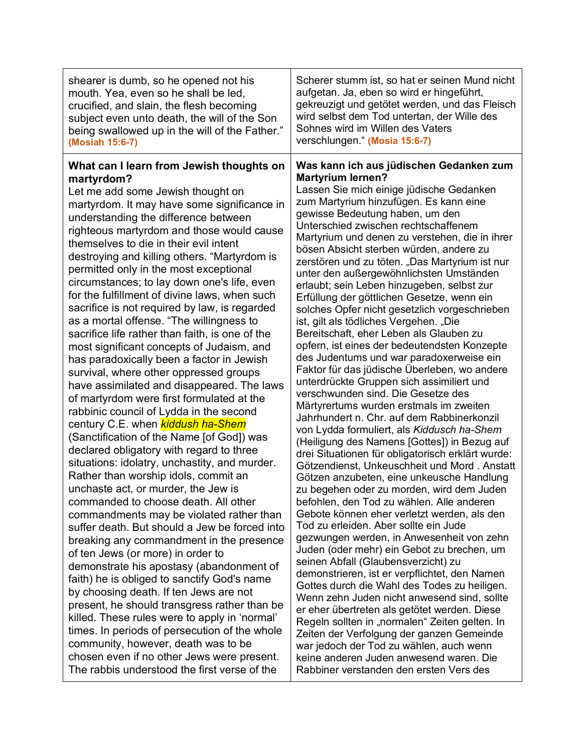| | |
|---|---|
| shearer is dumb, so he opened not his mouth. Yea, even so he shall be led, crucified, and slain, the flesh becoming subject even unto death, the will of the Son being swallowed up in the will of the Father." **(Mosiah 15:6-7)** | Scherer stumm ist, so hat er seinen Mund nicht aufgetan. Ja, eben so wird er hingeführt, gekreuzigt und getötet werden, und das Fleisch wird selbst dem Tod untertan, der Wille des Sohnes wird im Willen des Vaters verschlungen." **(Mosia 15:6-7)** |
| **What can I learn from Jewish thoughts on martyrdom?** Let me add some Jewish thought on martyrdom. It may have some significance in understanding the difference between righteous martyrdom and those would cause themselves to die in their evil intent destroying and killing others. "Martyrdom is permitted only in the most exceptional circumstances; to lay down one's life, even for the fulfillment of divine laws, when such sacrifice is not required by law, is regarded as a mortal offense. "The willingness to sacrifice life rather than faith, is one of the most significant concepts of Judaism, and has paradoxically been a factor in Jewish survival, where other oppressed groups have assimilated and disappeared. The laws of martyrdom were first formulated at the rabbinic council of Lydda in the second century C.E. when *kiddush ha-Shem* (Sanctification of the Name [of God]) was declared obligatory with regard to three situations: idolatry, unchastity, and murder. Rather than worship idols, commit an unchaste act, or murder, the Jew is commanded to choose death. All other commandments may be violated rather than suffer death. But should a Jew be forced into breaking any commandment in the presence of ten Jews (or more) in order to demonstrate his apostasy (abandonment of faith) he is obliged to sanctify God's name by choosing death. If ten Jews are not present, he should transgress rather than be killed. These rules were to apply in 'normal' times. In periods of persecution of the whole community, however, death was to be chosen even if no other Jews were present. The rabbis understood the first verse of the | **Was kann ich aus jüdischen Gedanken zum Martyrium lernen?** Lassen Sie mich einige jüdische Gedanken zum Martyrium hinzufügen. Es kann eine gewisse Bedeutung haben, um den Unterschied zwischen rechtschaffenem Martyrium und denen zu verstehen, die in ihrer bösen Absicht sterben würden, andere zu zerstören und zu töten. „Das Martyrium ist nur unter den außergewöhnlichsten Umständen erlaubt; sein Leben hinzugeben, selbst zur Erfüllung der göttlichen Gesetze, wenn ein solches Opfer nicht gesetzlich vorgeschrieben ist, gilt als tödliches Vergehen. „Die Bereitschaft, eher Leben als Glauben zu opfern, ist eines der bedeutendsten Konzepte des Judentums und war paradoxerweise ein Faktor für das jüdische Überleben, wo andere unterdrückte Gruppen sich assimiliert und verschwunden sind. Die Gesetze des Märtyrertums wurden erstmals im zweiten Jahrhundert n. Chr. auf dem Rabbinerkonzil von Lydda formuliert, als *Kiddusch ha-Shem* (Heiligung des Namens [Gottes]) in Bezug auf drei Situationen für obligatorisch erklärt wurde: Götzendienst, Unkeuschheit und Mord . Anstatt Götzen anzubeten, eine unkeusche Handlung zu begehen oder zu morden, wird dem Juden befohlen, den Tod zu wählen. Alle anderen Gebote können eher verletzt werden, als den Tod zu erleiden. Aber sollte ein Jude gezwungen werden, in Anwesenheit von zehn Juden (oder mehr) ein Gebot zu brechen, um seinen Abfall (Glaubensverzicht) zu demonstrieren, ist er verpflichtet, den Namen Gottes durch die Wahl des Todes zu heiligen. Wenn zehn Juden nicht anwesend sind, sollte er eher übertreten als getötet werden. Diese Regeln sollten in „normalen" Zeiten gelten. In Zeiten der Verfolgung der ganzen Gemeinde war jedoch der Tod zu wählen, auch wenn keine anderen Juden anwesend waren. Die Rabbiner verstanden den ersten Vers des |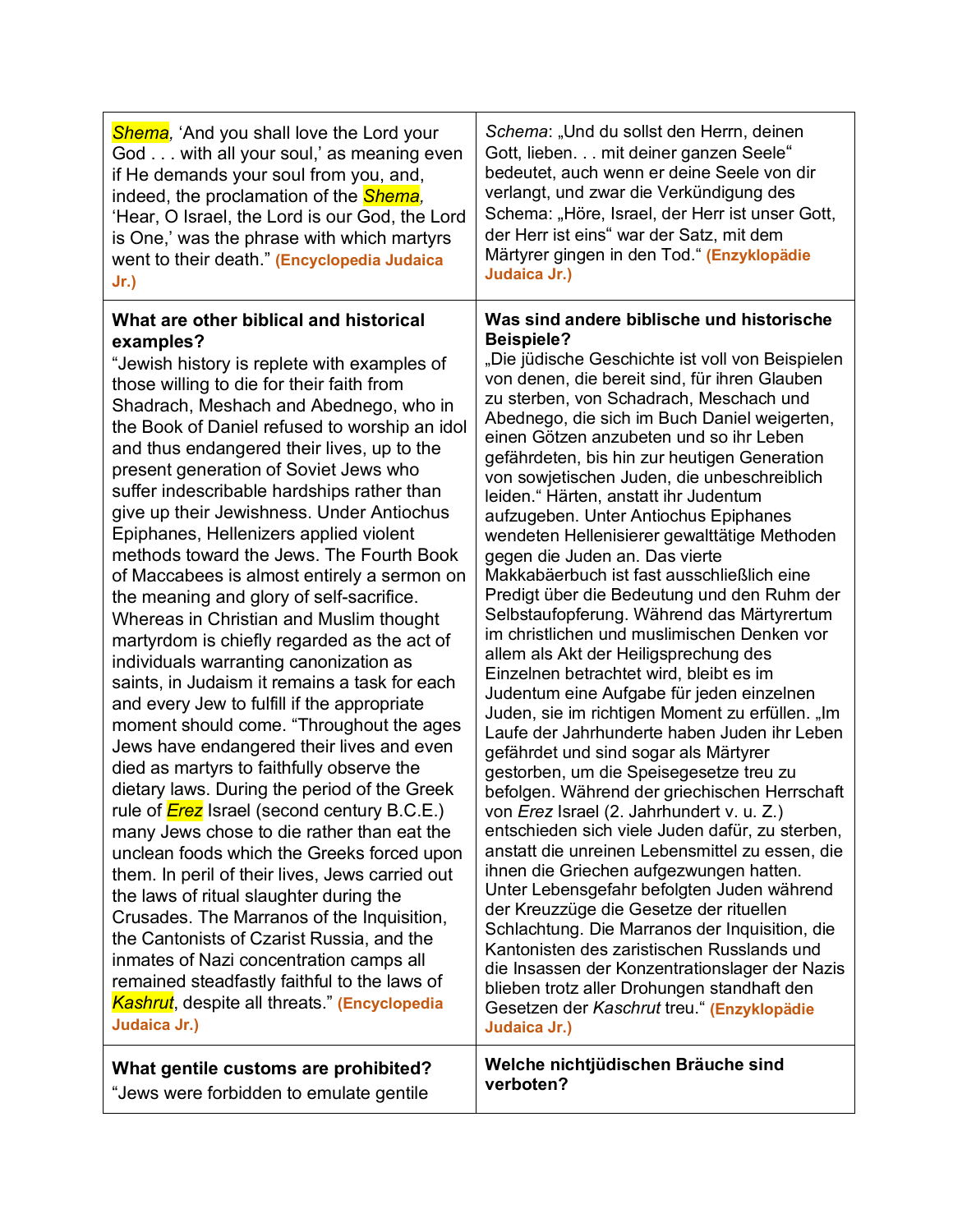| *Shema*, 'And you shall love the Lord your God . . . with all your soul,' as meaning even if He demands your soul from you, and, indeed, the proclamation of the *Shema*, 'Hear, O Israel, the Lord is our God, the Lord is One,' was the phrase with which martyrs went to their death." **(Encyclopedia Judaica Jr.)** | *Schema*: „Und du sollst den Herrn, deinen Gott, lieben. . . mit deiner ganzen Seele" bedeutet, auch wenn er deine Seele von dir verlangt, und zwar die Verkündigung des Schema: „Höre, Israel, der Herr ist unser Gott, der Herr ist eins" war der Satz, mit dem Märtyrer gingen in den Tod." **(Enzyklopädie Judaica Jr.)** |
|---|---|
| **What are other biblical and historical examples?** "Jewish history is replete with examples of those willing to die for their faith from Shadrach, Meshach and Abednego, who in the Book of Daniel refused to worship an idol and thus endangered their lives, up to the present generation of Soviet Jews who suffer indescribable hardships rather than give up their Jewishness. Under Antiochus Epiphanes, Hellenizers applied violent methods toward the Jews. The Fourth Book of Maccabees is almost entirely a sermon on the meaning and glory of self-sacrifice. Whereas in Christian and Muslim thought martyrdom is chiefly regarded as the act of individuals warranting canonization as saints, in Judaism it remains a task for each and every Jew to fulfill if the appropriate moment should come. "Throughout the ages Jews have endangered their lives and even died as martyrs to faithfully observe the dietary laws. During the period of the Greek rule of *Erez* Israel (second century B.C.E.) many Jews chose to die rather than eat the unclean foods which the Greeks forced upon them. In peril of their lives, Jews carried out the laws of ritual slaughter during the Crusades. The Marranos of the Inquisition, the Cantonists of Czarist Russia, and the inmates of Nazi concentration camps all remained steadfastly faithful to the laws of *Kashrut*, despite all threats." **(Encyclopedia Judaica Jr.)** | **Was sind andere biblische und historische Beispiele?** „Die jüdische Geschichte ist voll von Beispielen von denen, die bereit sind, für ihren Glauben zu sterben, von Schadrach, Meschach und Abednego, die sich im Buch Daniel weigerten, einen Götzen anzubeten und so ihr Leben gefährdeten, bis hin zur heutigen Generation von sowjetischen Juden, die unbeschreiblich leiden." Härten, anstatt ihr Judentum aufzugeben. Unter Antiochus Epiphanes wendeten Hellenisierer gewalttätige Methoden gegen die Juden an. Das vierte Makkabäerbuch ist fast ausschließlich eine Predigt über die Bedeutung und den Ruhm der Selbstaufopferung. Während das Märtyrertum im christlichen und muslimischen Denken vor allem als Akt der Heiligsprechung des Einzelnen betrachtet wird, bleibt es im Judentum eine Aufgabe für jeden einzelnen Juden, sie im richtigen Moment zu erfüllen. „Im Laufe der Jahrhunderte haben Juden ihr Leben gefährdet und sind sogar als Märtyrer gestorben, um die Speisegesetze treu zu befolgen. Während der griechischen Herrschaft von *Erez* Israel (2. Jahrhundert v. u. Z.) entschieden sich viele Juden dafür, zu sterben, anstatt die unreinen Lebensmittel zu essen, die ihnen die Griechen aufgezwungen hatten. Unter Lebensgefahr befolgten Juden während der Kreuzzüge die Gesetze der rituellen Schlachtung. Die Marranos der Inquisition, die Kantonisten des zaristischen Russlands und die Insassen der Konzentrationslager der Nazis blieben trotz aller Drohungen standhaft den Gesetzen der *Kaschrut* treu." **(Enzyklopädie Judaica Jr.)** |
| **What gentile customs are prohibited?** "Jews were forbidden to emulate gentile | **Welche nichtjüdischen Bräuche sind verboten?** |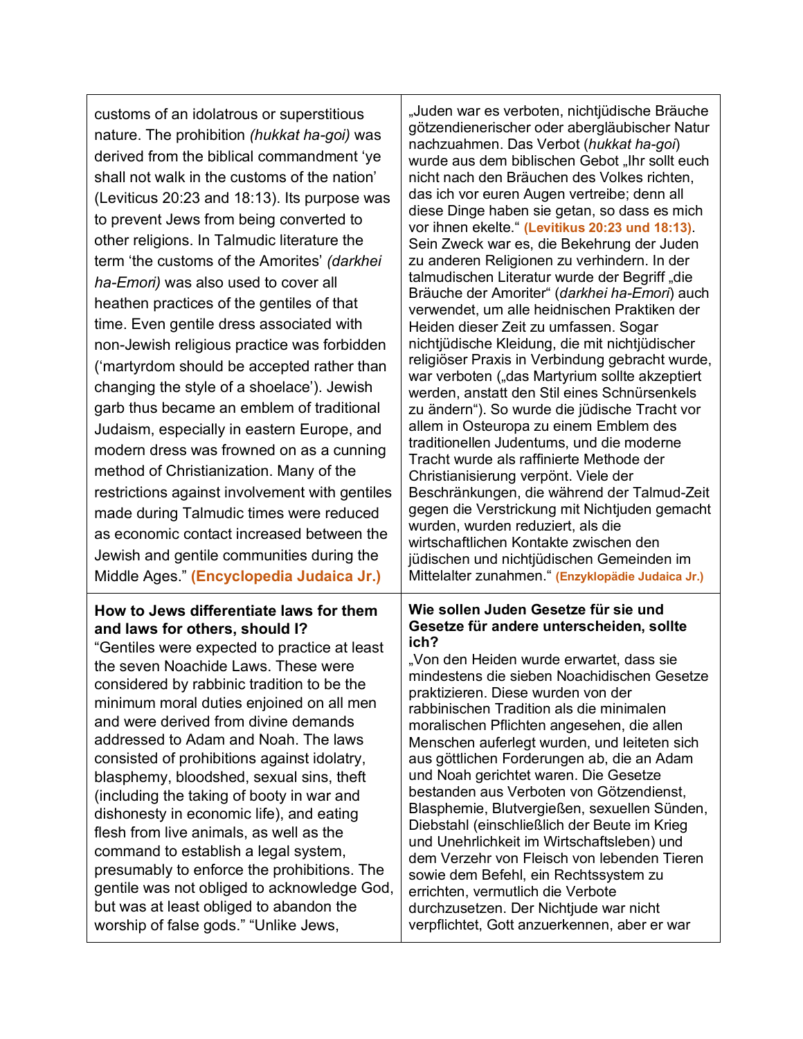| | |
|---|---|
| customs of an idolatrous or superstitious nature. The prohibition *(hukkat ha-goi)* was derived from the biblical commandment 'ye shall not walk in the customs of the nation' (Leviticus 20:23 and 18:13). Its purpose was to prevent Jews from being converted to other religions. In Talmudic literature the term 'the customs of the Amorites' *(darkhei ha-Emori)* was also used to cover all heathen practices of the gentiles of that time. Even gentile dress associated with non-Jewish religious practice was forbidden ('martyrdom should be accepted rather than changing the style of a shoelace'). Jewish garb thus became an emblem of traditional Judaism, especially in eastern Europe, and modern dress was frowned on as a cunning method of Christianization. Many of the restrictions against involvement with gentiles made during Talmudic times were reduced as economic contact increased between the Jewish and gentile communities during the Middle Ages." **(Encyclopedia Judaica Jr.)** | „Juden war es verboten, nichtjüdische Bräuche götzendienerischer oder abergläubischer Natur nachzuahmen. Das Verbot (*hukkat ha-goi*) wurde aus dem biblischen Gebot „Ihr sollt euch nicht nach den Bräuchen des Volkes richten, das ich vor euren Augen vertreibe; denn all diese Dinge haben sie getan, so dass es mich vor ihnen ekelte." **(Levitikus 20:23 und 18:13)**. Sein Zweck war es, die Bekehrung der Juden zu anderen Religionen zu verhindern. In der talmudischen Literatur wurde der Begriff „die Bräuche der Amoriter" (*darkhei ha-Emori*) auch verwendet, um alle heidnischen Praktiken der Heiden dieser Zeit zu umfassen. Sogar nichtjüdische Kleidung, die mit nichtjüdischer religiöser Praxis in Verbindung gebracht wurde, war verboten („das Martyrium sollte akzeptiert werden, anstatt den Stil eines Schnürsenkels zu ändern"). So wurde die jüdische Tracht vor allem in Osteuropa zu einem Emblem des traditionellen Judentums, und die moderne Tracht wurde als raffinierte Methode der Christianisierung verpönt. Viele der Beschränkungen, die während der Talmud-Zeit gegen die Verstrickung mit Nichtjuden gemacht wurden, wurden reduziert, als die wirtschaftlichen Kontakte zwischen den jüdischen und nichtjüdischen Gemeinden im Mittelalter zunahmen." **(Enzyklopädie Judaica Jr.)** |
| **How to Jews differentiate laws for them and laws for others, should I?** "Gentiles were expected to practice at least the seven Noachide Laws. These were considered by rabbinic tradition to be the minimum moral duties enjoined on all men and were derived from divine demands addressed to Adam and Noah. The laws consisted of prohibitions against idolatry, blasphemy, bloodshed, sexual sins, theft (including the taking of booty in war and dishonesty in economic life), and eating flesh from live animals, as well as the command to establish a legal system, presumably to enforce the prohibitions. The gentile was not obliged to acknowledge God, but was at least obliged to abandon the worship of false gods." "Unlike Jews, | **Wie sollen Juden Gesetze für sie und Gesetze für andere unterscheiden, sollte ich?** „Von den Heiden wurde erwartet, dass sie mindestens die sieben Noachidischen Gesetze praktizieren. Diese wurden von der rabbinischen Tradition als die minimalen moralischen Pflichten angesehen, die allen Menschen auferlegt wurden, und leiteten sich aus göttlichen Forderungen ab, die an Adam und Noah gerichtet waren. Die Gesetze bestanden aus Verboten von Götzendienst, Blasphemie, Blutvergießen, sexuellen Sünden, Diebstahl (einschließlich der Beute im Krieg und Unehrlichkeit im Wirtschaftsleben) und dem Verzehr von Fleisch von lebenden Tieren sowie dem Befehl, ein Rechtssystem zu errichten, vermutlich die Verbote durchzusetzen. Der Nichtjude war nicht verpflichtet, Gott anzuerkennen, aber er war |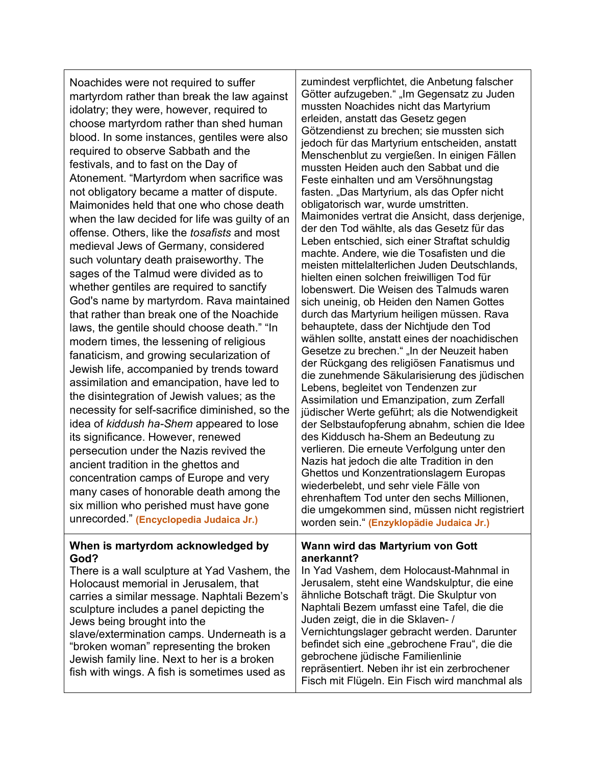| | |
|---|---|
| Noachides were not required to suffer martyrdom rather than break the law against idolatry; they were, however, required to choose martyrdom rather than shed human blood. In some instances, gentiles were also required to observe Sabbath and the festivals, and to fast on the Day of Atonement. "Martyrdom when sacrifice was not obligatory became a matter of dispute. Maimonides held that one who chose death when the law decided for life was guilty of an offense. Others, like the *tosafists* and most medieval Jews of Germany, considered such voluntary death praiseworthy. The sages of the Talmud were divided as to whether gentiles are required to sanctify God's name by martyrdom. Rava maintained that rather than break one of the Noachide laws, the gentile should choose death." "In modern times, the lessening of religious fanaticism, and growing secularization of Jewish life, accompanied by trends toward assimilation and emancipation, have led to the disintegration of Jewish values; as the necessity for self-sacrifice diminished, so the idea of *kiddush ha-Shem* appeared to lose its significance. However, renewed persecution under the Nazis revived the ancient tradition in the ghettos and concentration camps of Europe and very many cases of honorable death among the six million who perished must have gone unrecorded." **(Encyclopedia Judaica Jr.)** | zumindest verpflichtet, die Anbetung falscher Götter aufzugeben." „Im Gegensatz zu Juden mussten Noachides nicht das Martyrium erleiden, anstatt das Gesetz gegen Götzendienst zu brechen; sie mussten sich jedoch für das Martyrium entscheiden, anstatt Menschenblut zu vergießen. In einigen Fällen mussten Heiden auch den Sabbat und die Feste einhalten und am Versöhnungstag fasten. „Das Martyrium, als das Opfer nicht obligatorisch war, wurde umstritten. Maimonides vertrat die Ansicht, dass derjenige, der den Tod wählte, als das Gesetz für das Leben entschied, sich einer Straftat schuldig machte. Andere, wie die Tosafisten und die meisten mittelalterlichen Juden Deutschlands, hielten einen solchen freiwilligen Tod für lobenswert. Die Weisen des Talmuds waren sich uneinig, ob Heiden den Namen Gottes durch das Martyrium heiligen müssen. Rava behauptete, dass der Nichtjude den Tod wählen sollte, anstatt eines der noachidischen Gesetze zu brechen." „In der Neuzeit haben der Rückgang des religiösen Fanatismus und die zunehmende Säkularisierung des jüdischen Lebens, begleitet von Tendenzen zur Assimilation und Emanzipation, zum Zerfall jüdischer Werte geführt; als die Notwendigkeit der Selbstaufopferung abnahm, schien die Idee des Kiddusch ha-Shem an Bedeutung zu verlieren. Die erneute Verfolgung unter den Nazis hat jedoch die alte Tradition in den Ghettos und Konzentrationslagern Europas wiederbelebt, und sehr viele Fälle von ehrenhaftem Tod unter den sechs Millionen, die umgekommen sind, müssen nicht registriert worden sein." **(Enzyklopädie Judaica Jr.)** |
| **When is martyrdom acknowledged by God?** There is a wall sculpture at Yad Vashem, the Holocaust memorial in Jerusalem, that carries a similar message. Naphtali Bezem's sculpture includes a panel depicting the Jews being brought into the slave/extermination camps. Underneath is a "broken woman" representing the broken Jewish family line. Next to her is a broken fish with wings. A fish is sometimes used as | **Wann wird das Martyrium von Gott anerkannt?** In Yad Vashem, dem Holocaust-Mahnmal in Jerusalem, steht eine Wandskulptur, die eine ähnliche Botschaft trägt. Die Skulptur von Naphtali Bezem umfasst eine Tafel, die die Juden zeigt, die in die Sklaven- / Vernichtungslager gebracht werden. Darunter befindet sich eine „gebrochene Frau", die die gebrochene jüdische Familienlinie repräsentiert. Neben ihr ist ein zerbrochener Fisch mit Flügeln. Ein Fisch wird manchmal als |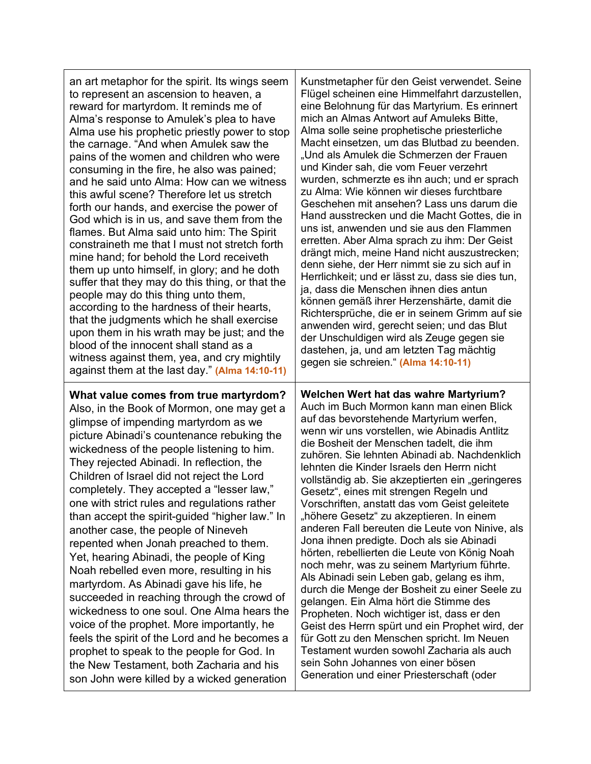| | |
|---|---|
| an art metaphor for the spirit. Its wings seem to represent an ascension to heaven, a reward for martyrdom. It reminds me of Alma's response to Amulek's plea to have Alma use his prophetic priestly power to stop the carnage. "And when Amulek saw the pains of the women and children who were consuming in the fire, he also was pained; and he said unto Alma: How can we witness this awful scene? Therefore let us stretch forth our hands, and exercise the power of God which is in us, and save them from the flames. But Alma said unto him: The Spirit constraineth me that I must not stretch forth mine hand; for behold the Lord receiveth them up unto himself, in glory; and he doth suffer that they may do this thing, or that the people may do this thing unto them, according to the hardness of their hearts, that the judgments which he shall exercise upon them in his wrath may be just; and the blood of the innocent shall stand as a witness against them, yea, and cry mightily against them at the last day." **(Alma 14:10-11)** | Kunstmetapher für den Geist verwendet. Seine Flügel scheinen eine Himmelfahrt darzustellen, eine Belohnung für das Martyrium. Es erinnert mich an Almas Antwort auf Amuleks Bitte, Alma solle seine prophetische priesterliche Macht einsetzen, um das Blutbad zu beenden. „Und als Amulek die Schmerzen der Frauen und Kinder sah, die vom Feuer verzehrt wurden, schmerzte es ihn auch; und er sprach zu Alma: Wie können wir dieses furchtbare Geschehen mit ansehen? Lass uns darum die Hand ausstrecken und die Macht Gottes, die in uns ist, anwenden und sie aus den Flammen erretten. Aber Alma sprach zu ihm: Der Geist drängt mich, meine Hand nicht auszustrecken; denn siehe, der Herr nimmt sie zu sich auf in Herrlichkeit; und er lässt zu, dass sie dies tun, ja, dass die Menschen ihnen dies antun können gemäß ihrer Herzenshärte, damit die Richtersprüche, die er in seinem Grimm auf sie anwenden wird, gerecht seien; und das Blut der Unschuldigen wird als Zeuge gegen sie dastehen, ja, und am letzten Tag mächtig gegen sie schreien." **(Alma 14:10-11)** |
| **What value comes from true martyrdom?** Also, in the Book of Mormon, one may get a glimpse of impending martyrdom as we picture Abinadi's countenance rebuking the wickedness of the people listening to him. They rejected Abinadi. In reflection, the Children of Israel did not reject the Lord completely. They accepted a "lesser law," one with strict rules and regulations rather than accept the spirit-guided "higher law." In another case, the people of Nineveh repented when Jonah preached to them. Yet, hearing Abinadi, the people of King Noah rebelled even more, resulting in his martyrdom. As Abinadi gave his life, he succeeded in reaching through the crowd of wickedness to one soul. One Alma hears the voice of the prophet. More importantly, he feels the spirit of the Lord and he becomes a prophet to speak to the people for God. In the New Testament, both Zacharia and his son John were killed by a wicked generation | **Welchen Wert hat das wahre Martyrium?** Auch im Buch Mormon kann man einen Blick auf das bevorstehende Martyrium werfen, wenn wir uns vorstellen, wie Abinadis Antlitz die Bosheit der Menschen tadelt, die ihm zuhören. Sie lehnten Abinadi ab. Nachdenklich lehnten die Kinder Israels den Herrn nicht vollständig ab. Sie akzeptierten ein „geringeres Gesetz", eines mit strengen Regeln und Vorschriften, anstatt das vom Geist geleitete „höhere Gesetz" zu akzeptieren. In einem anderen Fall bereuten die Leute von Ninive, als Jona ihnen predigte. Doch als sie Abinadi hörten, rebellierten die Leute von König Noah noch mehr, was zu seinem Martyrium führte. Als Abinadi sein Leben gab, gelang es ihm, durch die Menge der Bosheit zu einer Seele zu gelangen. Ein Alma hört die Stimme des Propheten. Noch wichtiger ist, dass er den Geist des Herrn spürt und ein Prophet wird, der für Gott zu den Menschen spricht. Im Neuen Testament wurden sowohl Zacharia als auch sein Sohn Johannes von einer bösen Generation und einer Priesterschaft (oder |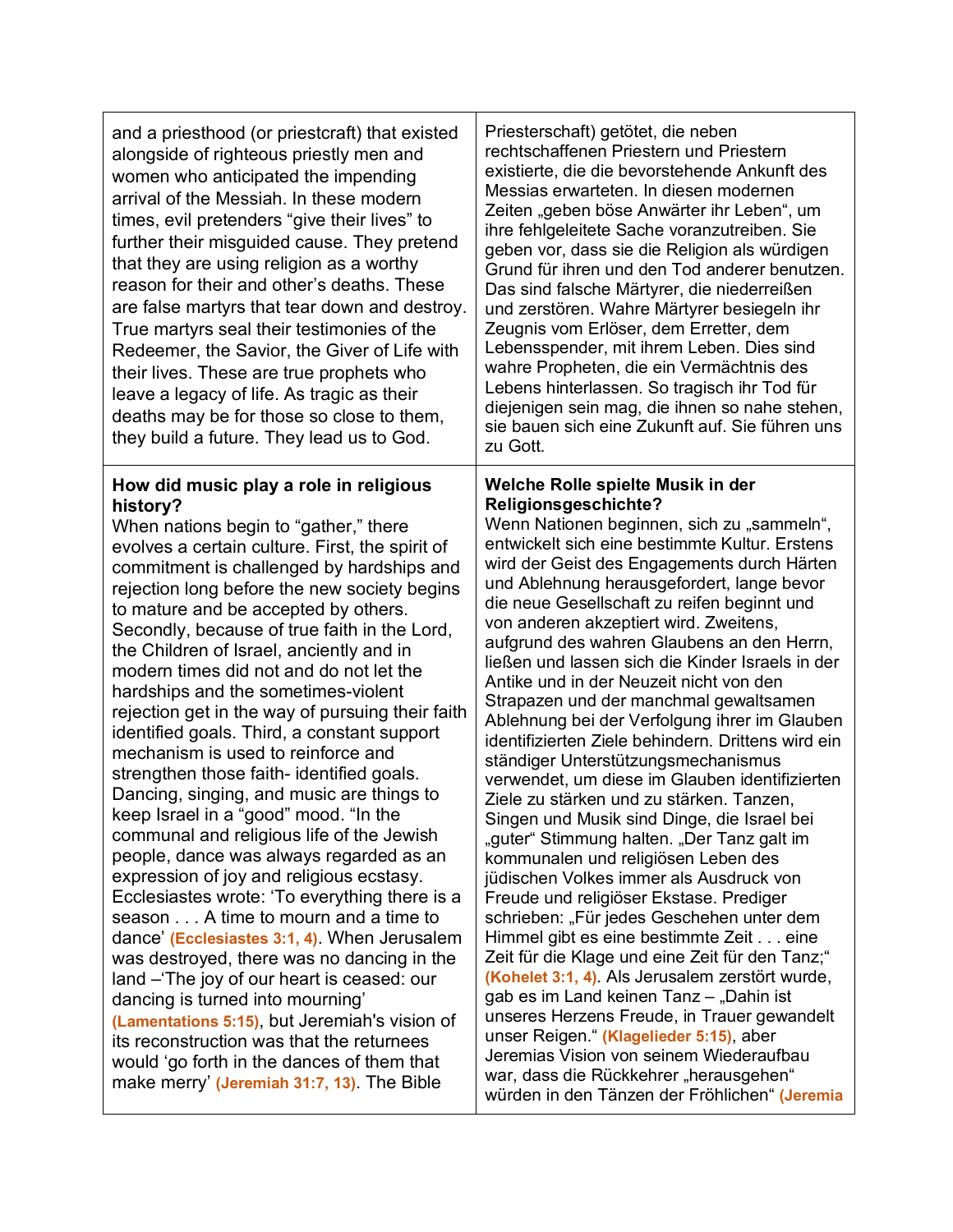| | |
|---|---|
| and a priesthood (or priestcraft) that existed alongside of righteous priestly men and women who anticipated the impending arrival of the Messiah. In these modern times, evil pretenders "give their lives" to further their misguided cause. They pretend that they are using religion as a worthy reason for their and other's deaths. These are false martyrs that tear down and destroy. True martyrs seal their testimonies of the Redeemer, the Savior, the Giver of Life with their lives. These are true prophets who leave a legacy of life. As tragic as their deaths may be for those so close to them, they build a future. They lead us to God. | Priesterschaft) getötet, die neben rechtschaffenen Priestern und Priestern existierte, die die bevorstehende Ankunft des Messias erwarteten. In diesen modernen Zeiten „geben böse Anwärter ihr Leben", um ihre fehlgeleitete Sache voranzutreiben. Sie geben vor, dass sie die Religion als würdigen Grund für ihren und den Tod anderer benutzen. Das sind falsche Märtyrer, die niederreißen und zerstören. Wahre Märtyrer besiegeln ihr Zeugnis vom Erlöser, dem Erretter, dem Lebensspender, mit ihrem Leben. Dies sind wahre Propheten, die ein Vermächtnis des Lebens hinterlassen. So tragisch ihr Tod für diejenigen sein mag, die ihnen so nahe stehen, sie bauen sich eine Zukunft auf. Sie führen uns zu Gott. |
| **How did music play a role in religious history?** When nations begin to "gather," there evolves a certain culture. First, the spirit of commitment is challenged by hardships and rejection long before the new society begins to mature and be accepted by others. Secondly, because of true faith in the Lord, the Children of Israel, anciently and in modern times did not and do not let the hardships and the sometimes-violent rejection get in the way of pursuing their faith identified goals. Third, a constant support mechanism is used to reinforce and strengthen those faith- identified goals. Dancing, singing, and music are things to keep Israel in a "good" mood. "In the communal and religious life of the Jewish people, dance was always regarded as an expression of joy and religious ecstasy. Ecclesiastes wrote: 'To everything there is a season . . . A time to mourn and a time to dance' **(Ecclesiastes 3:1, 4)**. When Jerusalem was destroyed, there was no dancing in the land –'The joy of our heart is ceased: our dancing is turned into mourning' **(Lamentations 5:15)**, but Jeremiah's vision of its reconstruction was that the returnees would 'go forth in the dances of them that make merry' **(Jeremiah 31:7, 13)**. The Bible | **Welche Rolle spielte Musik in der Religionsgeschichte?** Wenn Nationen beginnen, sich zu „sammeln", entwickelt sich eine bestimmte Kultur. Erstens wird der Geist des Engagements durch Härten und Ablehnung herausgefordert, lange bevor die neue Gesellschaft zu reifen beginnt und von anderen akzeptiert wird. Zweitens, aufgrund des wahren Glaubens an den Herrn, ließen und lassen sich die Kinder Israels in der Antike und in der Neuzeit nicht von den Strapazen und der manchmal gewaltsamen Ablehnung bei der Verfolgung ihrer im Glauben identifizierten Ziele behindern. Drittens wird ein ständiger Unterstützungsmechanismus verwendet, um diese im Glauben identifizierten Ziele zu stärken und zu stärken. Tanzen, Singen und Musik sind Dinge, die Israel bei „guter" Stimmung halten. „Der Tanz galt im kommunalen und religiösen Leben des jüdischen Volkes immer als Ausdruck von Freude und religiöser Ekstase. Prediger schrieben: „Für jedes Geschehen unter dem Himmel gibt es eine bestimmte Zeit . . . eine Zeit für die Klage und eine Zeit für den Tanz;" **(Kohelet 3:1, 4)**. Als Jerusalem zerstört wurde, gab es im Land keinen Tanz – „Dahin ist unseres Herzens Freude, in Trauer gewandelt unser Reigen." **(Klagelieder 5:15)**, aber Jeremias Vision von seinem Wiederaufbau war, dass die Rückkehrer „herausgehen" würden in den Tänzen der Fröhlichen" **(Jeremia** |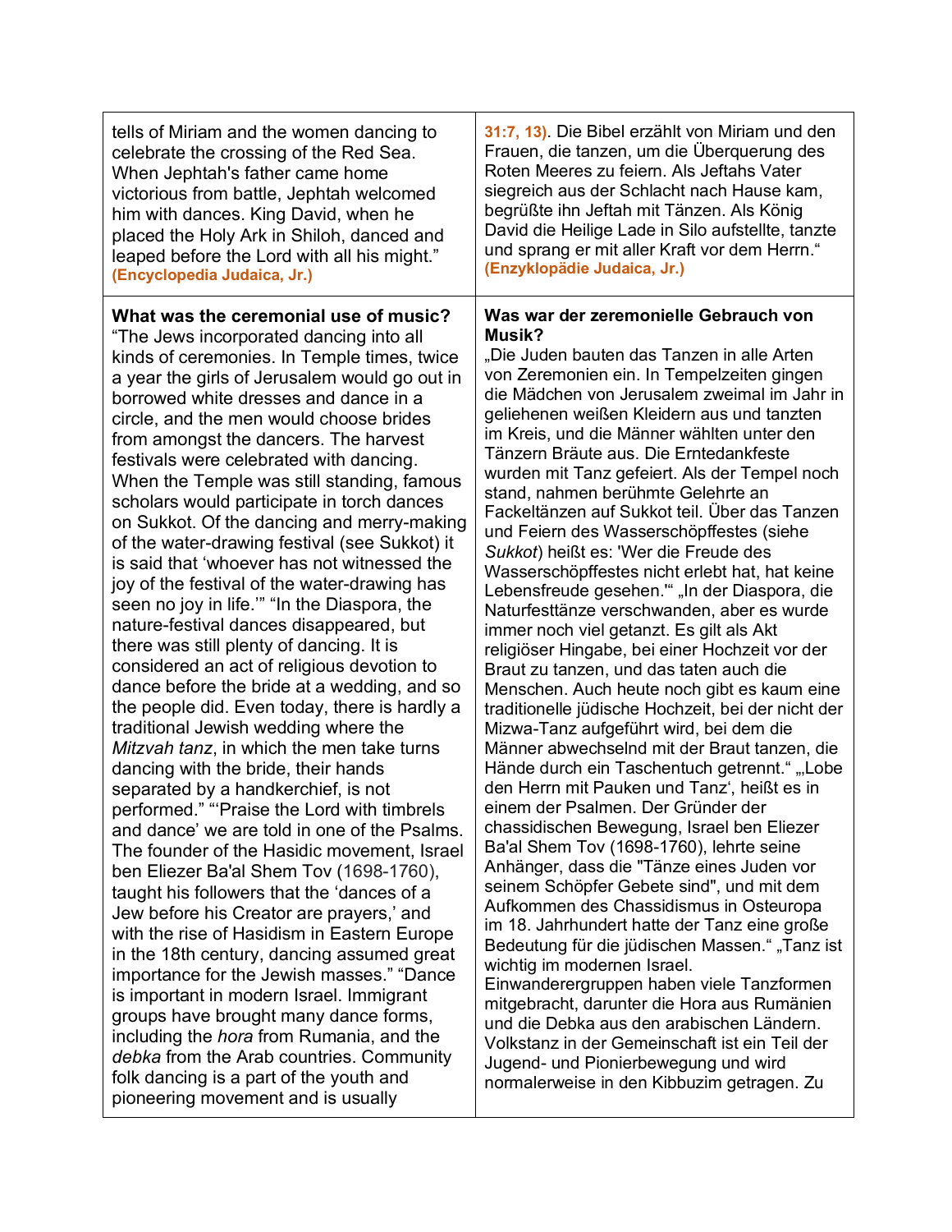| | |
|---|---|
| tells of Miriam and the women dancing to celebrate the crossing of the Red Sea. When Jephtah's father came home victorious from battle, Jephtah welcomed him with dances. King David, when he placed the Holy Ark in Shiloh, danced and leaped before the Lord with all his might." **(Encyclopedia Judaica, Jr.)** | **31:7, 13)**. Die Bibel erzählt von Miriam und den Frauen, die tanzen, um die Überquerung des Roten Meeres zu feiern. Als Jeftahs Vater siegreich aus der Schlacht nach Hause kam, begrüßte ihn Jeftah mit Tänzen. Als König David die Heilige Lade in Silo aufstellte, tanzte und sprang er mit aller Kraft vor dem Herrn." **(Enzyklopädie Judaica, Jr.)** |
| **What was the ceremonial use of music?** "The Jews incorporated dancing into all kinds of ceremonies. In Temple times, twice a year the girls of Jerusalem would go out in borrowed white dresses and dance in a circle, and the men would choose brides from amongst the dancers. The harvest festivals were celebrated with dancing. When the Temple was still standing, famous scholars would participate in torch dances on Sukkot. Of the dancing and merry-making of the water-drawing festival (see Sukkot) it is said that 'whoever has not witnessed the joy of the festival of the water-drawing has seen no joy in life.'" "In the Diaspora, the nature-festival dances disappeared, but there was still plenty of dancing. It is considered an act of religious devotion to dance before the bride at a wedding, and so the people did. Even today, there is hardly a traditional Jewish wedding where the *Mitzvah tanz*, in which the men take turns dancing with the bride, their hands separated by a handkerchief, is not performed." "'Praise the Lord with timbrels and dance' we are told in one of the Psalms. The founder of the Hasidic movement, Israel ben Eliezer Ba'al Shem Tov (1698-1760), taught his followers that the 'dances of a Jew before his Creator are prayers,' and with the rise of Hasidism in Eastern Europe in the 18th century, dancing assumed great importance for the Jewish masses." "Dance is important in modern Israel. Immigrant groups have brought many dance forms, including the *hora* from Rumania, and the *debka* from the Arab countries. Community folk dancing is a part of the youth and pioneering movement and is usually | **Was war der zeremonielle Gebrauch von Musik?** „Die Juden bauten das Tanzen in alle Arten von Zeremonien ein. In Tempelzeiten gingen die Mädchen von Jerusalem zweimal im Jahr in geliehenen weißen Kleidern aus und tanzten im Kreis, und die Männer wählten unter den Tänzern Bräute aus. Die Erntedankfeste wurden mit Tanz gefeiert. Als der Tempel noch stand, nahmen berühmte Gelehrte an Fackeltänzen auf Sukkot teil. Über das Tanzen und Feiern des Wasserschöpffestes (siehe *Sukkot*) heißt es: 'Wer die Freude des Wasserschöpffestes nicht erlebt hat, hat keine Lebensfreude gesehen.'" „In der Diaspora, die Naturfesttänze verschwanden, aber es wurde immer noch viel getanzt. Es gilt als Akt religiöser Hingabe, bei einer Hochzeit vor der Braut zu tanzen, und das taten auch die Menschen. Auch heute noch gibt es kaum eine traditionelle jüdische Hochzeit, bei der nicht der Mizwa-Tanz aufgeführt wird, bei dem die Männer abwechselnd mit der Braut tanzen, die Hände durch ein Taschentuch getrennt." „„Lobe den Herrn mit Pauken und Tanz', heißt es in einem der Psalmen. Der Gründer der chassidischen Bewegung, Israel ben Eliezer Ba'al Shem Tov (1698-1760), lehrte seine Anhänger, dass die "Tänze eines Juden vor seinem Schöpfer Gebete sind", und mit dem Aufkommen des Chassidismus in Osteuropa im 18. Jahrhundert hatte der Tanz eine große Bedeutung für die jüdischen Massen." „Tanz ist wichtig im modernen Israel. Einwanderergruppen haben viele Tanzformen mitgebracht, darunter die Hora aus Rumänien und die Debka aus den arabischen Ländern. Volkstanz in der Gemeinschaft ist ein Teil der Jugend- und Pionierbewegung und wird normalerweise in den Kibbuzim getragen. Zu |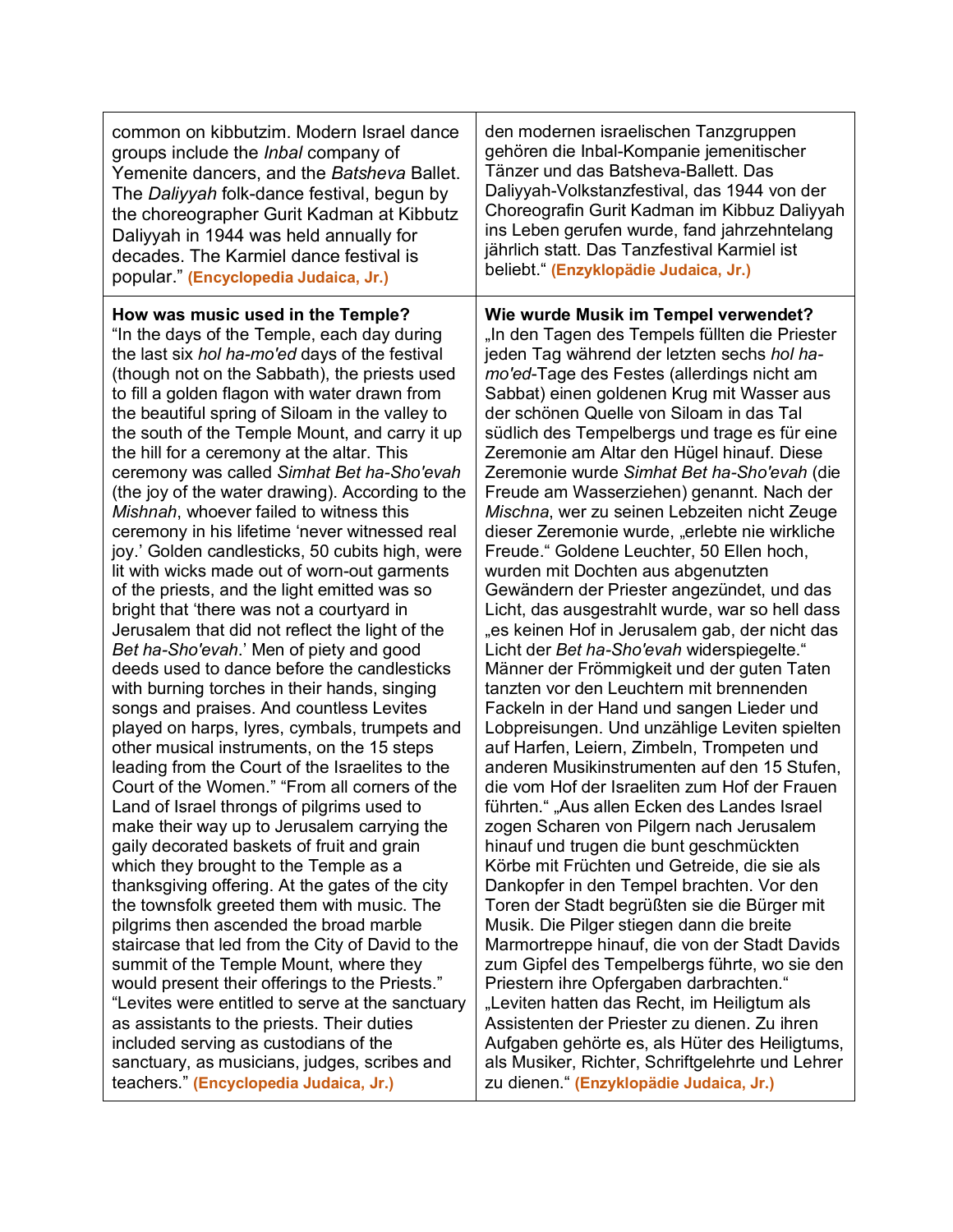| | |
|---|---|
| common on kibbutzim. Modern Israel dance groups include the *Inbal* company of Yemenite dancers, and the *Batsheva* Ballet. The *Daliyyah* folk-dance festival, begun by the choreographer Gurit Kadman at Kibbutz Daliyyah in 1944 was held annually for decades. The Karmiel dance festival is popular." **(Encyclopedia Judaica, Jr.)** | den modernen israelischen Tanzgruppen gehören die Inbal-Kompanie jemenitischer Tänzer und das Batsheva-Ballett. Das Daliyyah-Volkstanzfestival, das 1944 von der Choreografin Gurit Kadman im Kibbuz Daliyyah ins Leben gerufen wurde, fand jahrzehntelang jährlich statt. Das Tanzfestival Karmiel ist beliebt." **(Enzyklopädie Judaica, Jr.)** |
| **How was music used in the Temple?**<br>"In the days of the Temple, each day during the last six *hol ha-mo'ed* days of the festival (though not on the Sabbath), the priests used to fill a golden flagon with water drawn from the beautiful spring of Siloam in the valley to the south of the Temple Mount, and carry it up the hill for a ceremony at the altar. This ceremony was called *Simhat Bet ha-Sho'evah* (the joy of the water drawing). According to the *Mishnah*, whoever failed to witness this ceremony in his lifetime 'never witnessed real joy.' Golden candlesticks, 50 cubits high, were lit with wicks made out of worn-out garments of the priests, and the light emitted was so bright that 'there was not a courtyard in Jerusalem that did not reflect the light of the *Bet ha-Sho'evah*.' Men of piety and good deeds used to dance before the candlesticks with burning torches in their hands, singing songs and praises. And countless Levites played on harps, lyres, cymbals, trumpets and other musical instruments, on the 15 steps leading from the Court of the Israelites to the Court of the Women." "From all corners of the Land of Israel throngs of pilgrims used to make their way up to Jerusalem carrying the gaily decorated baskets of fruit and grain which they brought to the Temple as a thanksgiving offering. At the gates of the city the townsfolk greeted them with music. The pilgrims then ascended the broad marble staircase that led from the City of David to the summit of the Temple Mount, where they would present their offerings to the Priests." "Levites were entitled to serve at the sanctuary as assistants to the priests. Their duties included serving as custodians of the sanctuary, as musicians, judges, scribes and teachers." **(Encyclopedia Judaica, Jr.)** | **Wie wurde Musik im Tempel verwendet?**<br>„In den Tagen des Tempels füllten die Priester jeden Tag während der letzten sechs *hol ha-mo'ed*-Tage des Festes (allerdings nicht am Sabbat) einen goldenen Krug mit Wasser aus der schönen Quelle von Siloam in das Tal südlich des Tempelbergs und trage es für eine Zeremonie am Altar den Hügel hinauf. Diese Zeremonie wurde *Simhat Bet ha-Sho'evah* (die Freude am Wasserziehen) genannt. Nach der *Mischna*, wer zu seinen Lebzeiten nicht Zeuge dieser Zeremonie wurde, „erlebte nie wirkliche Freude." Goldene Leuchter, 50 Ellen hoch, wurden mit Dochten aus abgenutzten Gewändern der Priester angezündet, und das Licht, das ausgestrahlt wurde, war so hell dass „es keinen Hof in Jerusalem gab, der nicht das Licht der *Bet ha-Sho'evah* widerspiegelte." Männer der Frömmigkeit und der guten Taten tanzten vor den Leuchtern mit brennenden Fackeln in der Hand und sangen Lieder und Lobpreisungen. Und unzählige Leviten spielten auf Harfen, Leiern, Zimbeln, Trompeten und anderen Musikinstrumenten auf den 15 Stufen, die vom Hof der Israeliten zum Hof der Frauen führten." „Aus allen Ecken des Landes Israel zogen Scharen von Pilgern nach Jerusalem hinauf und trugen die bunt geschmückten Körbe mit Früchten und Getreide, die sie als Dankopfer in den Tempel brachten. Vor den Toren der Stadt begrüßten sie die Bürger mit Musik. Die Pilger stiegen dann die breite Marmortreppe hinauf, die von der Stadt Davids zum Gipfel des Tempelbergs führte, wo sie den Priestern ihre Opfergaben darbrachten." „Leviten hatten das Recht, im Heiligtum als Assistenten der Priester zu dienen. Zu ihren Aufgaben gehörte es, als Hüter des Heiligtums, als Musiker, Richter, Schriftgelehrte und Lehrer zu dienen." **(Enzyklopädie Judaica, Jr.)** |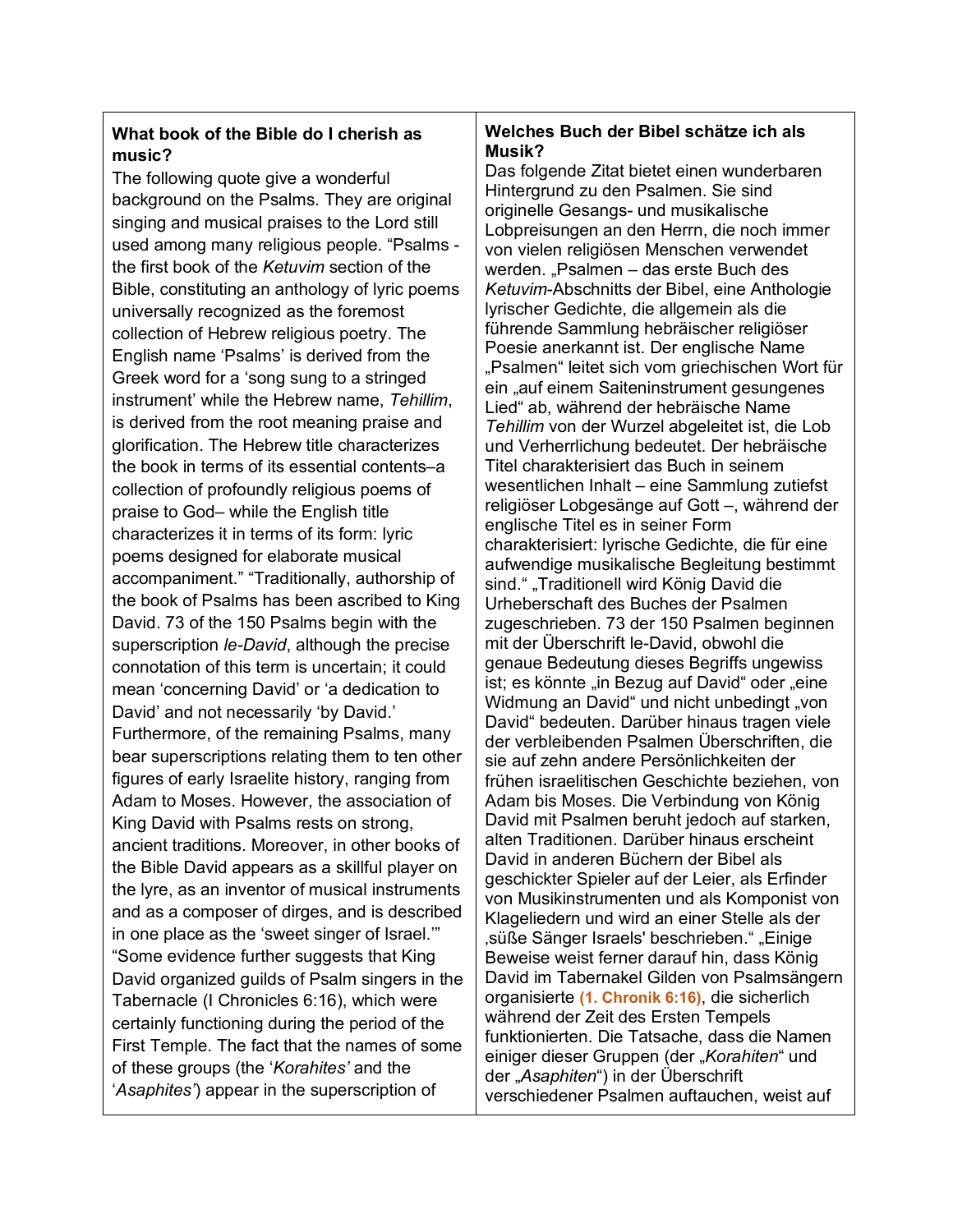**What book of the Bible do I cherish as music?**

The following quote give a wonderful background on the Psalms. They are original singing and musical praises to the Lord still used among many religious people. “Psalms - the first book of the *Ketuvim* section of the Bible, constituting an anthology of lyric poems universally recognized as the foremost collection of Hebrew religious poetry. The English name ‘Psalms’ is derived from the Greek word for a ‘song sung to a stringed instrument’ while the Hebrew name, *Tehillim*, is derived from the root meaning praise and glorification. The Hebrew title characterizes the book in terms of its essential contents–a collection of profoundly religious poems of praise to God– while the English title characterizes it in terms of its form: lyric poems designed for elaborate musical accompaniment.” “Traditionally, authorship of the book of Psalms has been ascribed to King David. 73 of the 150 Psalms begin with the superscription *le-David*, although the precise connotation of this term is uncertain; it could mean ‘concerning David’ or ‘a dedication to David’ and not necessarily ‘by David.’ Furthermore, of the remaining Psalms, many bear superscriptions relating them to ten other figures of early Israelite history, ranging from Adam to Moses. However, the association of King David with Psalms rests on strong, ancient traditions. Moreover, in other books of the Bible David appears as a skillful player on the lyre, as an inventor of musical instruments and as a composer of dirges, and is described in one place as the ‘sweet singer of Israel.’” “Some evidence further suggests that King David organized guilds of Psalm singers in the Tabernacle (I Chronicles 6:16), which were certainly functioning during the period of the First Temple. The fact that the names of some of these groups (the ‘*Korahites’* and the ‘*Asaphites’*) appear in the superscription of

**Welches Buch der Bibel schätze ich als Musik?**

Das folgende Zitat bietet einen wunderbaren Hintergrund zu den Psalmen. Sie sind originelle Gesangs- und musikalische Lobpreisungen an den Herrn, die noch immer von vielen religiösen Menschen verwendet werden. „Psalmen – das erste Buch des *Ketuvim*-Abschnitts der Bibel, eine Anthologie lyrischer Gedichte, die allgemein als die führende Sammlung hebräischer religiöser Poesie anerkannt ist. Der englische Name „Psalmen“ leitet sich vom griechischen Wort für ein „auf einem Saiteninstrument gesungenes Lied“ ab, während der hebräische Name *Tehillim* von der Wurzel abgeleitet ist, die Lob und Verherrlichung bedeutet. Der hebräische Titel charakterisiert das Buch in seinem wesentlichen Inhalt – eine Sammlung zutiefst religiöser Lobgesänge auf Gott –, während der englische Titel es in seiner Form charakterisiert: lyrische Gedichte, die für eine aufwendige musikalische Begleitung bestimmt sind.“ „Traditionell wird König David die Urheberschaft des Buches der Psalmen zugeschrieben. 73 der 150 Psalmen beginnen mit der Überschrift le-David, obwohl die genaue Bedeutung dieses Begriffs ungewiss ist; es könnte „in Bezug auf David“ oder „eine Widmung an David“ und nicht unbedingt „von David“ bedeuten. Darüber hinaus tragen viele der verbleibenden Psalmen Überschriften, die sie auf zehn andere Persönlichkeiten der frühen israelitischen Geschichte beziehen, von Adam bis Moses. Die Verbindung von König David mit Psalmen beruht jedoch auf starken, alten Traditionen. Darüber hinaus erscheint David in anderen Büchern der Bibel als geschickter Spieler auf der Leier, als Erfinder von Musikinstrumenten und als Komponist von Klageliedern und wird an einer Stelle als der ‚süße Sänger Israels' beschrieben.“ „Einige Beweise weist ferner darauf hin, dass König David im Tabernakel Gilden von Psalmsängern organisierte **(1. Chronik 6:16)**, die sicherlich während der Zeit des Ersten Tempels funktionierten. Die Tatsache, dass die Namen einiger dieser Gruppen (der „*Korahiten*“ und der „*Asaphiten*“) in der Überschrift verschiedener Psalmen auftauchen, weist auf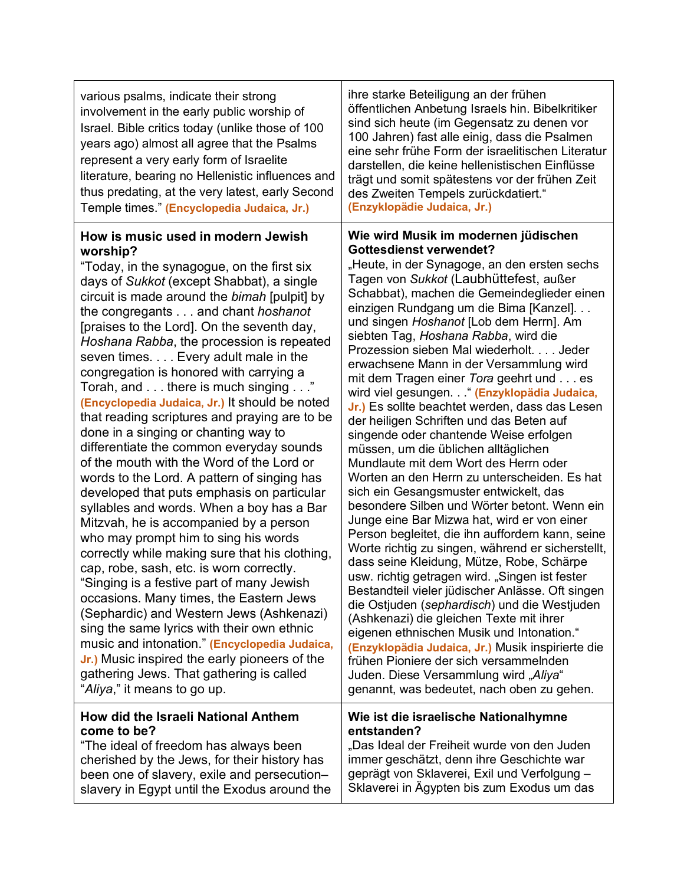| | |
|---|---|
| various psalms, indicate their strong involvement in the early public worship of Israel. Bible critics today (unlike those of 100 years ago) almost all agree that the Psalms represent a very early form of Israelite literature, bearing no Hellenistic influences and thus predating, at the very latest, early Second Temple times." **(Encyclopedia Judaica, Jr.)** | ihre starke Beteiligung an der frühen öffentlichen Anbetung Israels hin. Bibelkritiker sind sich heute (im Gegensatz zu denen vor 100 Jahren) fast alle einig, dass die Psalmen eine sehr frühe Form der israelitischen Literatur darstellen, die keine hellenistischen Einflüsse trägt und somit spätestens vor der frühen Zeit des Zweiten Tempels zurückdatiert." **(Enzyklopädie Judaica, Jr.)** |
| **How is music used in modern Jewish worship?**<br>"Today, in the synagogue, on the first six days of *Sukkot* (except Shabbat), a single circuit is made around the *bimah* [pulpit] by the congregants . . . and chant *hoshanot* [praises to the Lord]. On the seventh day, *Hoshana Rabba*, the procession is repeated seven times. . . . Every adult male in the congregation is honored with carrying a Torah, and . . . there is much singing . . ." **(Encyclopedia Judaica, Jr.)** It should be noted that reading scriptures and praying are to be done in a singing or chanting way to differentiate the common everyday sounds of the mouth with the Word of the Lord or words to the Lord. A pattern of singing has developed that puts emphasis on particular syllables and words. When a boy has a Bar Mitzvah, he is accompanied by a person who may prompt him to sing his words correctly while making sure that his clothing, cap, robe, sash, etc. is worn correctly. "Singing is a festive part of many Jewish occasions. Many times, the Eastern Jews (Sephardic) and Western Jews (Ashkenazi) sing the same lyrics with their own ethnic music and intonation." **(Encyclopedia Judaica, Jr.)** Music inspired the early pioneers of the gathering Jews. That gathering is called "*Aliya*," it means to go up. | **Wie wird Musik im modernen jüdischen Gottesdienst verwendet?**<br>„Heute, in der Synagoge, an den ersten sechs Tagen von *Sukkot* (Laubhüttefest, außer Schabbat), machen die Gemeindeglieder einen einzigen Rundgang um die Bima [Kanzel]. . . und singen *Hoshanot* [Lob dem Herrn]. Am siebten Tag, *Hoshana Rabba*, wird die Prozession sieben Mal wiederholt. . . . Jeder erwachsene Mann in der Versammlung wird mit dem Tragen einer *Tora* geehrt und . . . es wird viel gesungen. . ." **(Enzyklopädia Judaica, Jr.)** Es sollte beachtet werden, dass das Lesen der heiligen Schriften und das Beten auf singende oder chantende Weise erfolgen müssen, um die üblichen alltäglichen Mundlaute mit dem Wort des Herrn oder Worten an den Herrn zu unterscheiden. Es hat sich ein Gesangsmuster entwickelt, das besondere Silben und Wörter betont. Wenn ein Junge eine Bar Mizwa hat, wird er von einer Person begleitet, die ihn auffordern kann, seine Worte richtig zu singen, während er sicherstellt, dass seine Kleidung, Mütze, Robe, Schärpe usw. richtig getragen wird. „Singen ist fester Bestandteil vieler jüdischer Anlässe. Oft singen die Ostjuden (*sephardisch*) und die Westjuden (Ashkenazi) die gleichen Texte mit ihrer eigenen ethnischen Musik und Intonation." **(Enzyklopädia Judaica, Jr.)** Musik inspirierte die frühen Pioniere der sich versammelnden Juden. Diese Versammlung wird „*Aliya*" genannt, was bedeutet, nach oben zu gehen. |
| **How did the Israeli National Anthem come to be?**<br>"The ideal of freedom has always been cherished by the Jews, for their history has been one of slavery, exile and persecution– slavery in Egypt until the Exodus around the | **Wie ist die israelische Nationalhymne entstanden?**<br>„Das Ideal der Freiheit wurde von den Juden immer geschätzt, denn ihre Geschichte war geprägt von Sklaverei, Exil und Verfolgung – Sklaverei in Ägypten bis zum Exodus um das |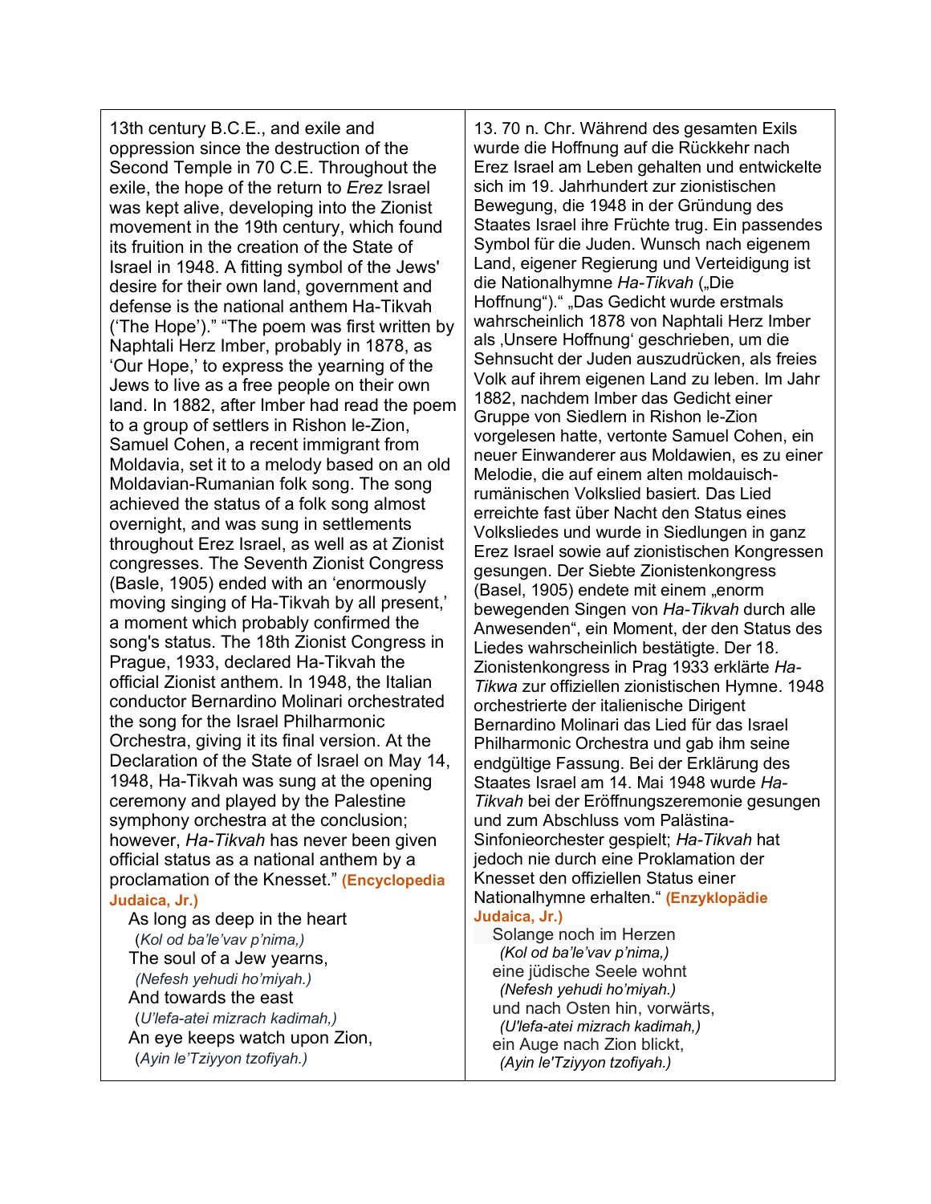| | |
|---|---|
| 13th century B.C.E., and exile and oppression since the destruction of the Second Temple in 70 C.E. Throughout the exile, the hope of the return to *Erez* Israel was kept alive, developing into the Zionist movement in the 19th century, which found its fruition in the creation of the State of Israel in 1948. A fitting symbol of the Jews' desire for their own land, government and defense is the national anthem Ha-Tikvah ('The Hope')." "The poem was first written by Naphtali Herz Imber, probably in 1878, as 'Our Hope,' to express the yearning of the Jews to live as a free people on their own land. In 1882, after Imber had read the poem to a group of settlers in Rishon le-Zion, Samuel Cohen, a recent immigrant from Moldavia, set it to a melody based on an old Moldavian-Rumanian folk song. The song achieved the status of a folk song almost overnight, and was sung in settlements throughout Erez Israel, as well as at Zionist congresses. The Seventh Zionist Congress (Basle, 1905) ended with an 'enormously moving singing of Ha-Tikvah by all present,' a moment which probably confirmed the song's status. The 18th Zionist Congress in Prague, 1933, declared Ha-Tikvah the official Zionist anthem. In 1948, the Italian conductor Bernardino Molinari orchestrated the song for the Israel Philharmonic Orchestra, giving it its final version. At the Declaration of the State of Israel on May 14, 1948, Ha-Tikvah was sung at the opening ceremony and played by the Palestine symphony orchestra at the conclusion; however, *Ha-Tikvah* has never been given official status as a national anthem by a proclamation of the Knesset." **(Encyclopedia Judaica, Jr.)**<br><br>As long as deep in the heart<br>(*Kol od ba'le'vav p'nima,)*<br>The soul of a Jew yearns,<br>*(Nefesh yehudi ho'miyah.)*<br>And towards the east<br>(*U'lefa-atei mizrach kadimah,)*<br>An eye keeps watch upon Zion,<br>(*Ayin le'Tziyyon tzofiyah.)* | 13. 70 n. Chr. Während des gesamten Exils wurde die Hoffnung auf die Rückkehr nach Erez Israel am Leben gehalten und entwickelte sich im 19. Jahrhundert zur zionistischen Bewegung, die 1948 in der Gründung des Staates Israel ihre Früchte trug. Ein passendes Symbol für die Juden. Wunsch nach eigenem Land, eigener Regierung und Verteidigung ist die Nationalhymne *Ha-Tikvah* („Die Hoffnung")." „Das Gedicht wurde erstmals wahrscheinlich 1878 von Naphtali Herz Imber als ‚Unsere Hoffnung' geschrieben, um die Sehnsucht der Juden auszudrücken, als freies Volk auf ihrem eigenen Land zu leben. Im Jahr 1882, nachdem Imber das Gedicht einer Gruppe von Siedlern in Rishon le-Zion vorgelesen hatte, vertonte Samuel Cohen, ein neuer Einwanderer aus Moldawien, es zu einer Melodie, die auf einem alten moldauisch-rumänischen Volkslied basiert. Das Lied erreichte fast über Nacht den Status eines Volksliedes und wurde in Siedlungen in ganz Erez Israel sowie auf zionistischen Kongressen gesungen. Der Siebte Zionistenkongress (Basel, 1905) endete mit einem „enorm bewegenden Singen von *Ha-Tikvah* durch alle Anwesenden", ein Moment, der den Status des Liedes wahrscheinlich bestätigte. Der 18. Zionistenkongress in Prag 1933 erklärte *Ha-Tikwa* zur offiziellen zionistischen Hymne. 1948 orchestrierte der italienische Dirigent Bernardino Molinari das Lied für das Israel Philharmonic Orchestra und gab ihm seine endgültige Fassung. Bei der Erklärung des Staates Israel am 14. Mai 1948 wurde *Ha-Tikvah* bei der Eröffnungszeremonie gesungen und zum Abschluss vom Palästina-Sinfonieorchester gespielt; *Ha-Tikvah* hat jedoch nie durch eine Proklamation der Knesset den offiziellen Status einer Nationalhymne erhalten." **(Enzyklopädie Judaica, Jr.)**<br><br>Solange noch im Herzen<br>*(Kol od ba'le'vav p'nima,)*<br>eine jüdische Seele wohnt<br>*(Nefesh yehudi ho'miyah.)*<br>und nach Osten hin, vorwärts,<br>*(U'lefa-atei mizrach kadimah,)*<br>ein Auge nach Zion blickt,<br>*(Ayin le'Tziyyon tzofiyah.)* |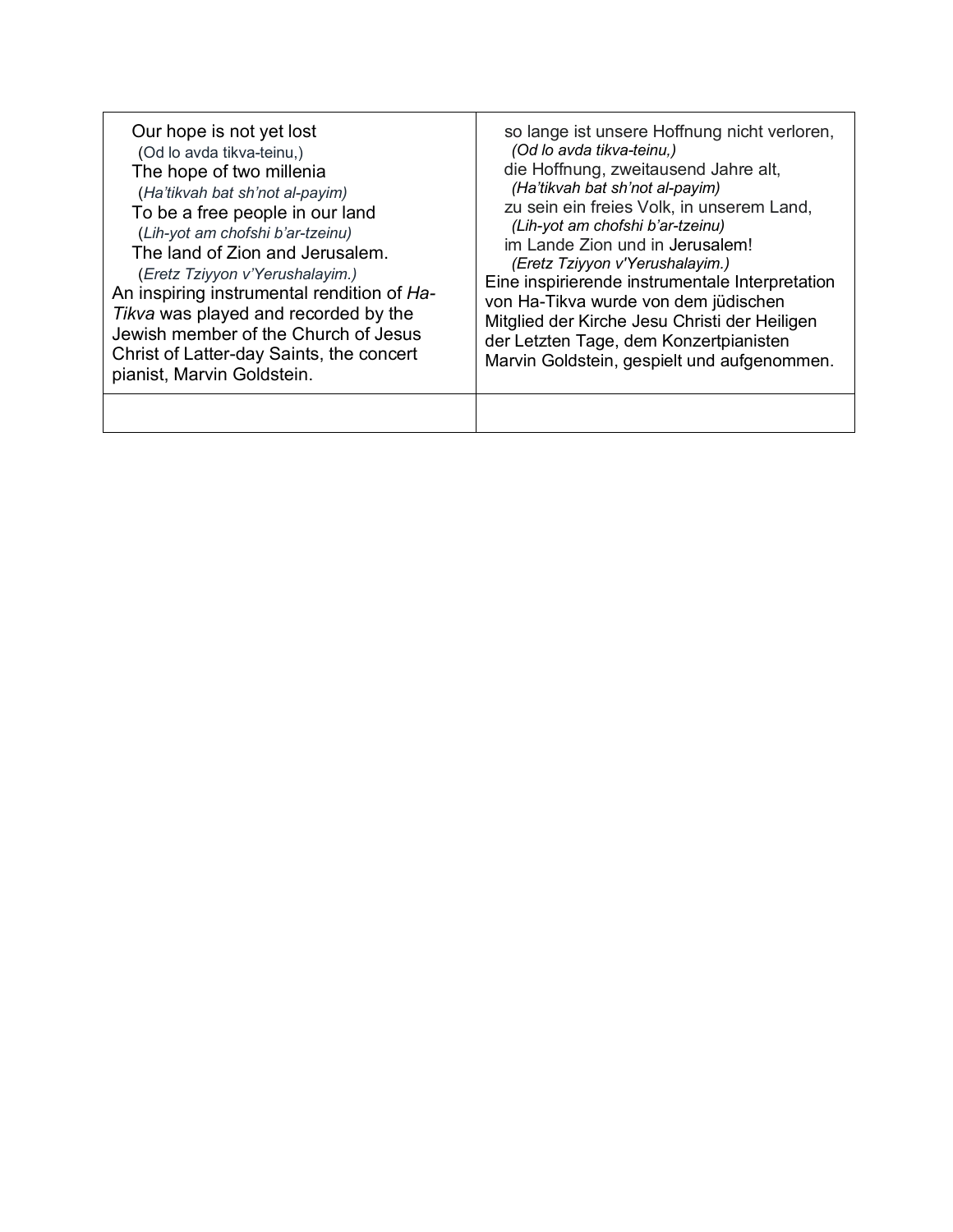| | |
|---|---|
| Our hope is not yet lost<br>(Od lo avda tikva-teinu,)<br>The hope of two millenia<br>(*Ha'tikvah bat sh'not al-payim)*<br>To be a free people in our land<br>(*Lih-yot am chofshi b'ar-tzeinu)*<br>The land of Zion and Jerusalem.<br>(*Eretz Tziyyon v'Yerushalayim.)*<br>An inspiring instrumental rendition of *Ha-Tikva* was played and recorded by the Jewish member of the Church of Jesus Christ of Latter-day Saints, the concert pianist, Marvin Goldstein. | so lange ist unsere Hoffnung nicht verloren,<br>*(Od lo avda tikva-teinu,)*<br>die Hoffnung, zweitausend Jahre alt,<br>*(Ha'tikvah bat sh'not al-payim)*<br>zu sein ein freies Volk, in unserem Land,<br>*(Lih-yot am chofshi b'ar-tzeinu)*<br>im Lande Zion und in Jerusalem!<br>*(Eretz Tziyyon v'Yerushalayim.)*<br>Eine inspirierende instrumentale Interpretation von Ha-Tikva wurde von dem jüdischen Mitglied der Kirche Jesu Christi der Heiligen der Letzten Tage, dem Konzertpianisten Marvin Goldstein, gespielt und aufgenommen. |
| | |